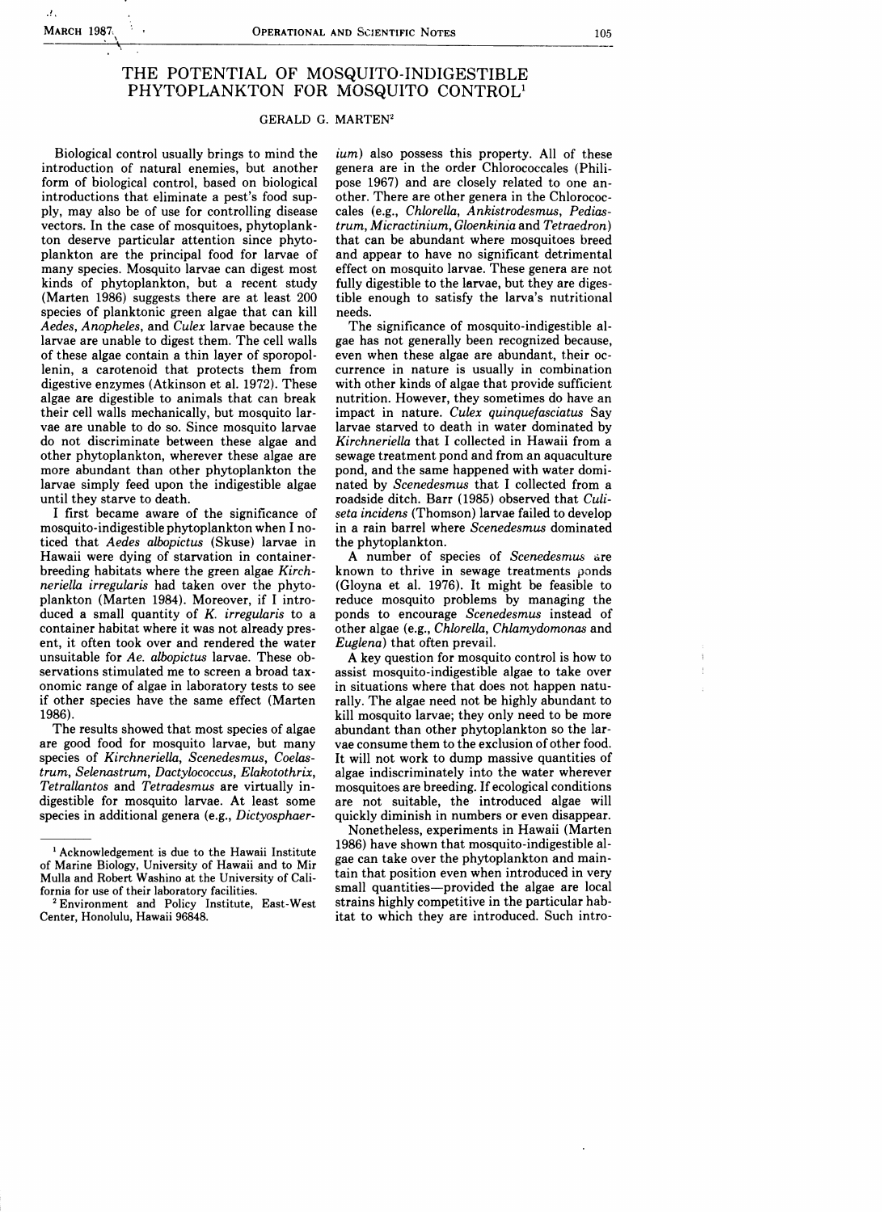# THE POTENTIAL OF MOSQUITO-INDIGESTIBLE PHYTOPLANKTON FOR MOSQUITO CONTROL[1]

GERALD G. MARTEN[2]

Biological control usually brings to mind the introduction of natural enemies, but another form of biological control, based on biological introductions that eliminate a pest's food supply, may also be of use for controlling disease vectors. In the case of mosquitoes, phytoplankton deserve particular attention since phytoplankton are the principal food for larvae of many species. Mosquito larvae can digest most kinds of phytoplankton, but a recent study (Marten 1986) suggests there are at least 200 species of planktonic green algae that can kill *Aedes*, *Anopheles*, and *Culex* larvae because the larvae are unable to digest them. The cell walls of these algae contain a thin layer of sporopollenin, a carotenoid that protects them from digestive enzymes (Atkinson et al. 1972). These algae are digestible to animals that can break their cell walls mechanically, but mosquito larvae are unable to do so. Since mosquito larvae do not discriminate between these algae and other phytoplankton, wherever these algae are more abundant than other phytoplankton the larvae simply feed upon the indigestible algae until they starve to death.

I first became aware of the significance of mosquito-indigestible phytoplankton when I noticed that *Aedes albopictus* (Skuse) larvae in Hawaii were dying of starvation in container-breeding habitats where the green algae *Kirchneriella irregularis* had taken over the phytoplankton (Marten 1984). Moreover, if I introduced a small quantity of *K. irregularis* to a container habitat where it was not already present, it often took over and rendered the water unsuitable for *Ae. albopictus* larvae. These observations stimulated me to screen a broad taxonomic range of algae in laboratory tests to see if other species have the same effect (Marten 1986).

The results showed that most species of algae are good food for mosquito larvae, but many species of *Kirchneriella*, *Scenedesmus*, *Coelastrum*, *Selenastrum*, *Dactylococcus*, *Elakotothrix*, *Tetrallantos* and *Tetradesmus* are virtually indigestible for mosquito larvae. At least some species in additional genera (e.g., *Dictyosphaerium*) also possess this property. All of these genera are in the order Chlorococcales (Philipose 1967) and are closely related to one another. There are other genera in the Chlorococcales (e.g., *Chlorella*, *Ankistrodesmus*, *Pediastrum*, *Micractinium*, *Gloenkinia* and *Tetraedron*) that can be abundant where mosquitoes breed and appear to have no significant detrimental effect on mosquito larvae. These genera are not fully digestible to the larvae, but they are digestible enough to satisfy the larva's nutritional needs.

The significance of mosquito-indigestible algae has not generally been recognized because, even when these algae are abundant, their occurrence in nature is usually in combination with other kinds of algae that provide sufficient nutrition. However, they sometimes do have an impact in nature. *Culex quinquefasciatus* Say larvae starved to death in water dominated by *Kirchneriella* that I collected in Hawaii from a sewage treatment pond and from an aquaculture pond, and the same happened with water dominated by *Scenedesmus* that I collected from a roadside ditch. Barr (1985) observed that *Culiseta incidens* (Thomson) larvae failed to develop in a rain barrel where *Scenedesmus* dominated the phytoplankton.

A number of species of *Scenedesmus* are known to thrive in sewage treatments ponds (Gloyna et al. 1976). It might be feasible to reduce mosquito problems by managing the ponds to encourage *Scenedesmus* instead of other algae (e.g., *Chlorella*, *Chlamydomonas* and *Euglena*) that often prevail.

A key question for mosquito control is how to assist mosquito-indigestible algae to take over in situations where that does not happen naturally. The algae need not be highly abundant to kill mosquito larvae; they only need to be more abundant than other phytoplankton so the larvae consume them to the exclusion of other food. It will not work to dump massive quantities of algae indiscriminately into the water wherever mosquitoes are breeding. If ecological conditions are not suitable, the introduced algae will quickly diminish in numbers or even disappear.

Nonetheless, experiments in Hawaii (Marten 1986) have shown that mosquito-indigestible algae can take over the phytoplankton and maintain that position even when introduced in very small quantities—provided the algae are local strains highly competitive in the particular habitat to which they are introduced. Such intro-

---

[1] Acknowledgement is due to the Hawaii Institute of Marine Biology, University of Hawaii and to Mir Mulla and Robert Washino at the University of California for use of their laboratory facilities.

[2] Environment and Policy Institute, East-West Center, Honolulu, Hawaii 96848.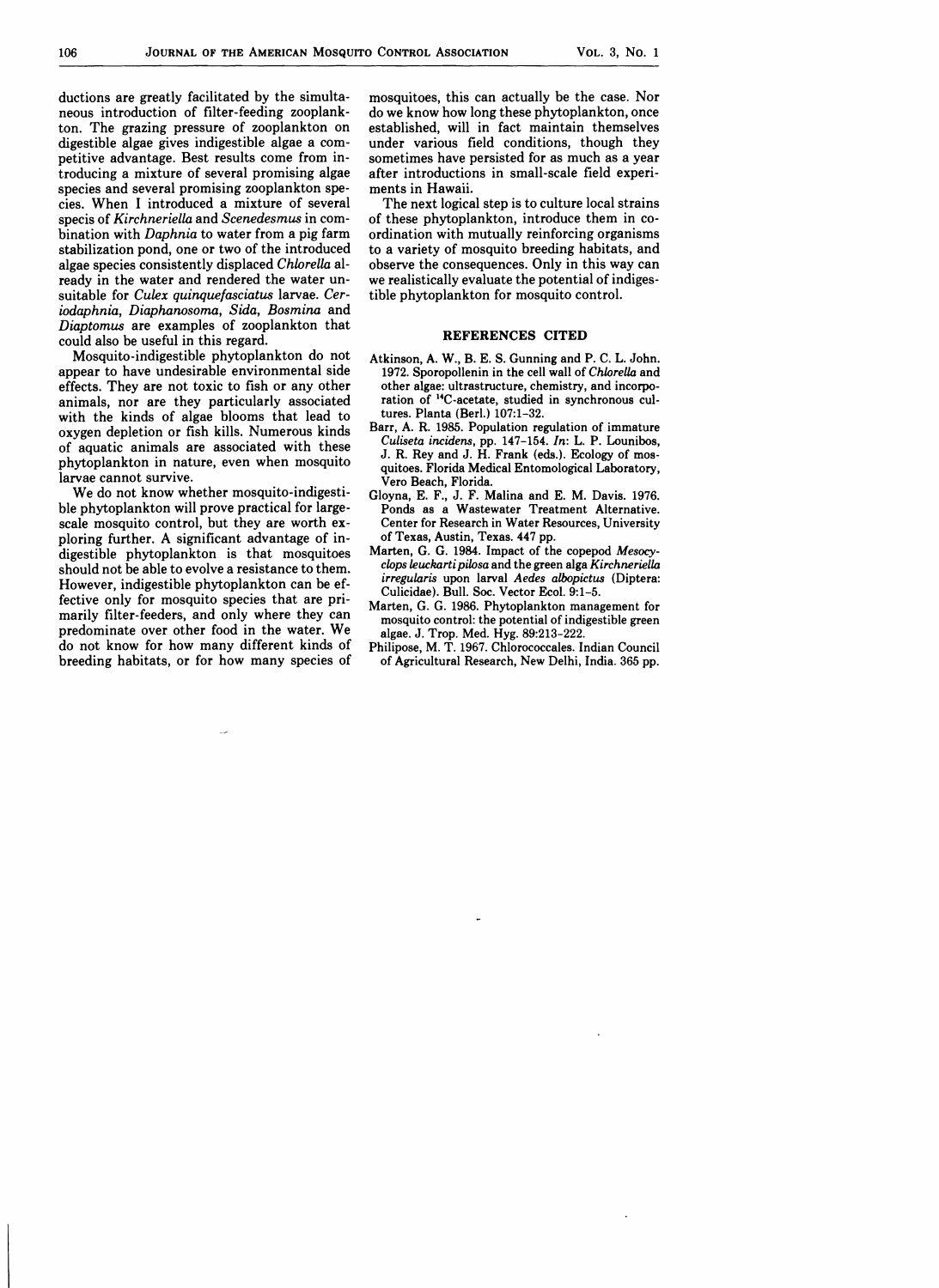ductions are greatly facilitated by the simultaneous introduction of filter-feeding zooplankton. The grazing pressure of zooplankton on digestible algae gives indigestible algae a competitive advantage. Best results come from introducing a mixture of several promising algae species and several promising zooplankton species. When I introduced a mixture of several specis of *Kirchneriella* and *Scenedesmus* in combination with *Daphnia* to water from a pig farm stabilization pond, one or two of the introduced algae species consistently displaced *Chlorella* already in the water and rendered the water unsuitable for *Culex quinquefasciatus* larvae. *Ceriodaphnia, Diaphanosoma, Sida, Bosmina* and *Diaptomus* are examples of zooplankton that could also be useful in this regard.

Mosquito-indigestible phytoplankton do not appear to have undesirable environmental side effects. They are not toxic to fish or any other animals, nor are they particularly associated with the kinds of algae blooms that lead to oxygen depletion or fish kills. Numerous kinds of aquatic animals are associated with these phytoplankton in nature, even when mosquito larvae cannot survive.

We do not know whether mosquito-indigestible phytoplankton will prove practical for large-scale mosquito control, but they are worth exploring further. A significant advantage of indigestible phytoplankton is that mosquitoes should not be able to evolve a resistance to them. However, indigestible phytoplankton can be effective only for mosquito species that are primarily filter-feeders, and only where they can predominate over other food in the water. We do not know for how many different kinds of breeding habitats, or for how many species of mosquitoes, this can actually be the case. Nor do we know how long these phytoplankton, once established, will in fact maintain themselves under various field conditions, though they sometimes have persisted for as much as a year after introductions in small-scale field experiments in Hawaii.

The next logical step is to culture local strains of these phytoplankton, introduce them in coordination with mutually reinforcing organisms to a variety of mosquito breeding habitats, and observe the consequences. Only in this way can we realistically evaluate the potential of indigestible phytoplankton for mosquito control.

## REFERENCES CITED

Atkinson, A. W., B. E. S. Gunning and P. C. L. John. 1972. Sporopollenin in the cell wall of *Chlorella* and other algae: ultrastructure, chemistry, and incorporation of $^{14}$C-acetate, studied in synchronous cultures. Planta (Berl.) 107:1–32.

Barr, A. R. 1985. Population regulation of immature *Culiseta incidens*, pp. 147–154. *In*: L. P. Lounibos, J. R. Rey and J. H. Frank (eds.). Ecology of mosquitoes. Florida Medical Entomological Laboratory, Vero Beach, Florida.

Gloyna, E. F., J. F. Malina and E. M. Davis. 1976. Ponds as a Wastewater Treatment Alternative. Center for Research in Water Resources, University of Texas, Austin, Texas. 447 pp.

Marten, G. G. 1984. Impact of the copepod *Mesocyclops leuckarti pilosa* and the green alga *Kirchneriella irregularis* upon larval *Aedes albopictus* (Diptera: Culicidae). Bull. Soc. Vector Ecol. 9:1–5.

Marten, G. G. 1986. Phytoplankton management for mosquito control: the potential of indigestible green algae. J. Trop. Med. Hyg. 89:213–222.

Philipose, M. T. 1967. Chlorococcales. Indian Council of Agricultural Research, New Delhi, India. 365 pp.